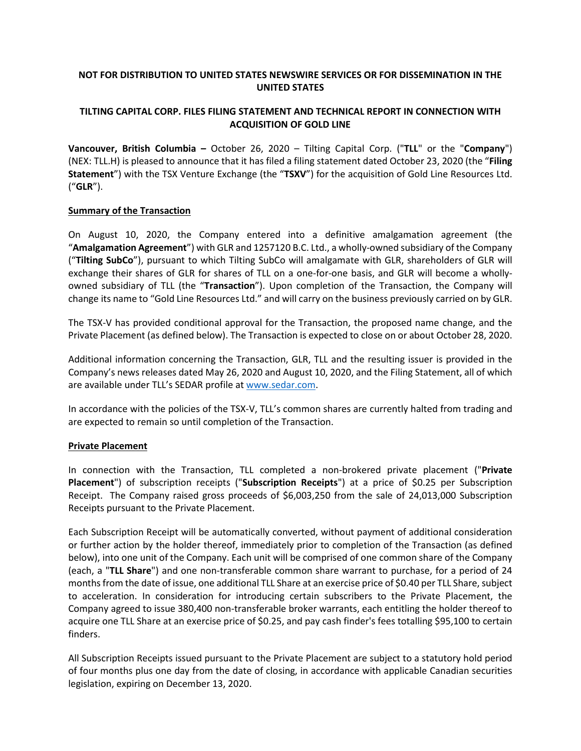**NOT FOR DISTRIBUTION TO UNITED STATES NEWSWIRE SERVICES OR FOR DISSEMINATION IN THE UNITED STATES**

# TILTING CAPITAL CORP. FILES FILING STATEMENT AND TECHNICAL REPORT IN CONNECTION WITH ACQUISITION OF GOLD LINE

**Vancouver, British Columbia –** October 26, 2020 – Tilting Capital Corp. ("**TLL**" or the "**Company**") (NEX: TLL.H) is pleased to announce that it has filed a filing statement dated October 23, 2020 (the "**Filing Statement**") with the TSX Venture Exchange (the "**TSXV**") for the acquisition of Gold Line Resources Ltd. ("**GLR**").

## Summary of the Transaction

On August 10, 2020, the Company entered into a definitive amalgamation agreement (the "**Amalgamation Agreement**") with GLR and 1257120 B.C. Ltd., a wholly-owned subsidiary of the Company ("**Tilting SubCo**"), pursuant to which Tilting SubCo will amalgamate with GLR, shareholders of GLR will exchange their shares of GLR for shares of TLL on a one-for-one basis, and GLR will become a wholly-owned subsidiary of TLL (the "**Transaction**"). Upon completion of the Transaction, the Company will change its name to "Gold Line Resources Ltd." and will carry on the business previously carried on by GLR.

The TSX-V has provided conditional approval for the Transaction, the proposed name change, and the Private Placement (as defined below). The Transaction is expected to close on or about October 28, 2020.

Additional information concerning the Transaction, GLR, TLL and the resulting issuer is provided in the Company's news releases dated May 26, 2020 and August 10, 2020, and the Filing Statement, all of which are available under TLL's SEDAR profile at www.sedar.com.

In accordance with the policies of the TSX-V, TLL's common shares are currently halted from trading and are expected to remain so until completion of the Transaction.

## Private Placement

In connection with the Transaction, TLL completed a non-brokered private placement ("**Private Placement**") of subscription receipts ("**Subscription Receipts**") at a price of $0.25 per Subscription Receipt. The Company raised gross proceeds of $6,003,250 from the sale of 24,013,000 Subscription Receipts pursuant to the Private Placement.

Each Subscription Receipt will be automatically converted, without payment of additional consideration or further action by the holder thereof, immediately prior to completion of the Transaction (as defined below), into one unit of the Company. Each unit will be comprised of one common share of the Company (each, a "**TLL Share**") and one non-transferable common share warrant to purchase, for a period of 24 months from the date of issue, one additional TLL Share at an exercise price of $0.40 per TLL Share, subject to acceleration. In consideration for introducing certain subscribers to the Private Placement, the Company agreed to issue 380,400 non-transferable broker warrants, each entitling the holder thereof to acquire one TLL Share at an exercise price of $0.25, and pay cash finder's fees totalling $95,100 to certain finders.

All Subscription Receipts issued pursuant to the Private Placement are subject to a statutory hold period of four months plus one day from the date of closing, in accordance with applicable Canadian securities legislation, expiring on December 13, 2020.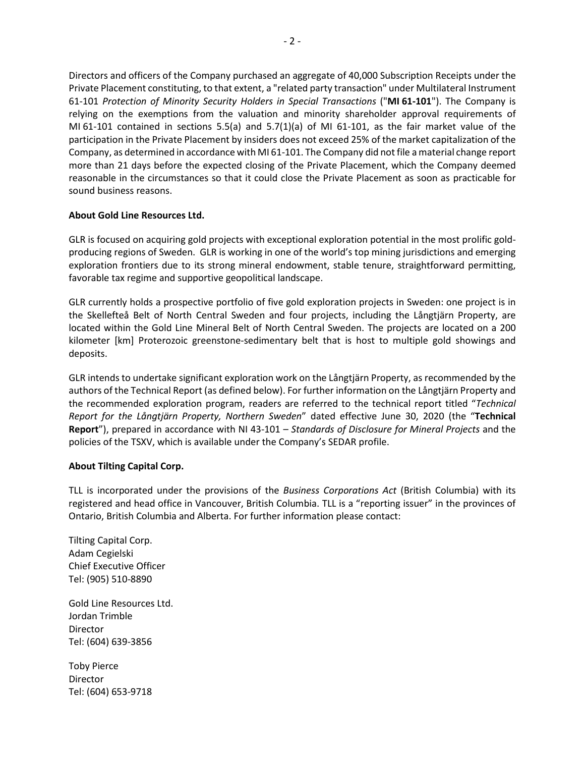Directors and officers of the Company purchased an aggregate of 40,000 Subscription Receipts under the Private Placement constituting, to that extent, a "related party transaction" under Multilateral Instrument 61-101 *Protection of Minority Security Holders in Special Transactions* ("**MI 61-101**"). The Company is relying on the exemptions from the valuation and minority shareholder approval requirements of MI 61-101 contained in sections 5.5(a) and 5.7(1)(a) of MI 61-101, as the fair market value of the participation in the Private Placement by insiders does not exceed 25% of the market capitalization of the Company, as determined in accordance with MI 61-101. The Company did not file a material change report more than 21 days before the expected closing of the Private Placement, which the Company deemed reasonable in the circumstances so that it could close the Private Placement as soon as practicable for sound business reasons.

**About Gold Line Resources Ltd.**

GLR is focused on acquiring gold projects with exceptional exploration potential in the most prolific gold-producing regions of Sweden. GLR is working in one of the world's top mining jurisdictions and emerging exploration frontiers due to its strong mineral endowment, stable tenure, straightforward permitting, favorable tax regime and supportive geopolitical landscape.

GLR currently holds a prospective portfolio of five gold exploration projects in Sweden: one project is in the Skellefteå Belt of North Central Sweden and four projects, including the Långtjärn Property, are located within the Gold Line Mineral Belt of North Central Sweden. The projects are located on a 200 kilometer [km] Proterozoic greenstone-sedimentary belt that is host to multiple gold showings and deposits.

GLR intends to undertake significant exploration work on the Långtjärn Property, as recommended by the authors of the Technical Report (as defined below). For further information on the Långtjärn Property and the recommended exploration program, readers are referred to the technical report titled "*Technical Report for the Långtjärn Property, Northern Sweden*" dated effective June 30, 2020 (the "**Technical Report**"), prepared in accordance with NI 43-101 – *Standards of Disclosure for Mineral Projects* and the policies of the TSXV, which is available under the Company's SEDAR profile.

**About Tilting Capital Corp.**

TLL is incorporated under the provisions of the *Business Corporations Act* (British Columbia) with its registered and head office in Vancouver, British Columbia. TLL is a "reporting issuer" in the provinces of Ontario, British Columbia and Alberta. For further information please contact:

Tilting Capital Corp.
Adam Cegielski
Chief Executive Officer
Tel: (905) 510-8890

Gold Line Resources Ltd.
Jordan Trimble
Director
Tel: (604) 639-3856

Toby Pierce
Director
Tel: (604) 653-9718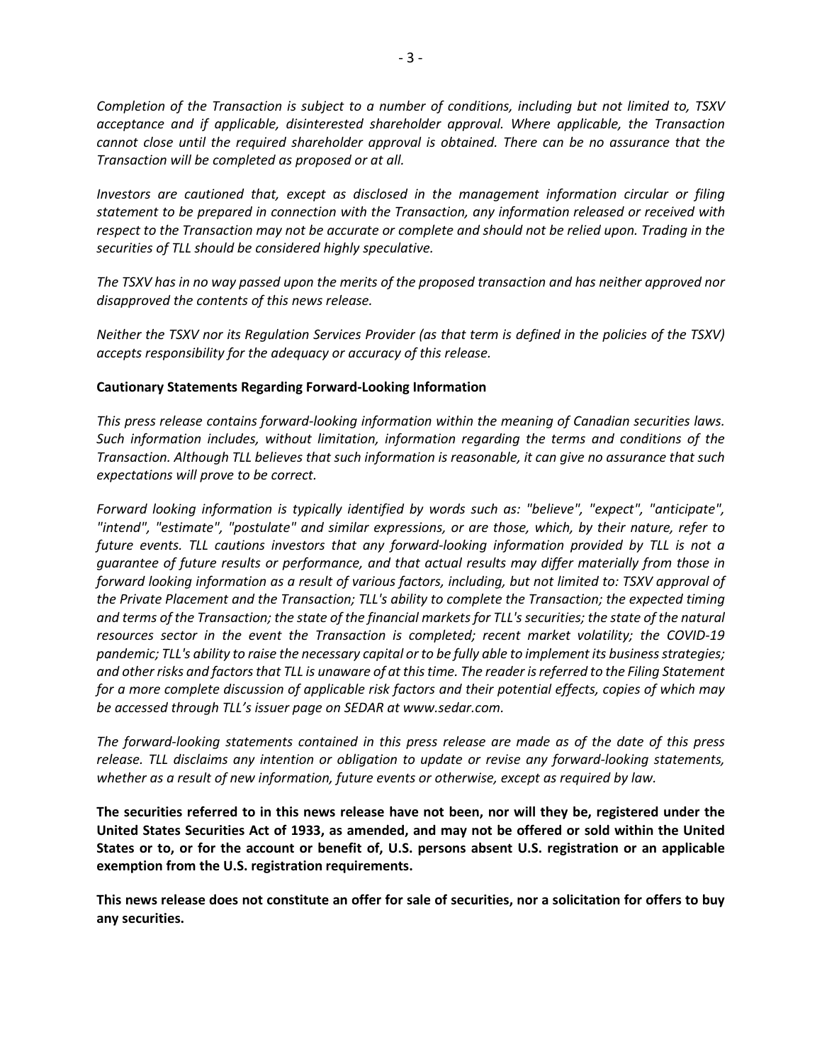*Completion of the Transaction is subject to a number of conditions, including but not limited to, TSXV acceptance and if applicable, disinterested shareholder approval. Where applicable, the Transaction cannot close until the required shareholder approval is obtained. There can be no assurance that the Transaction will be completed as proposed or at all.*

*Investors are cautioned that, except as disclosed in the management information circular or filing statement to be prepared in connection with the Transaction, any information released or received with respect to the Transaction may not be accurate or complete and should not be relied upon. Trading in the securities of TLL should be considered highly speculative.*

*The TSXV has in no way passed upon the merits of the proposed transaction and has neither approved nor disapproved the contents of this news release.*

*Neither the TSXV nor its Regulation Services Provider (as that term is defined in the policies of the TSXV) accepts responsibility for the adequacy or accuracy of this release.*

**Cautionary Statements Regarding Forward-Looking Information**

*This press release contains forward-looking information within the meaning of Canadian securities laws. Such information includes, without limitation, information regarding the terms and conditions of the Transaction. Although TLL believes that such information is reasonable, it can give no assurance that such expectations will prove to be correct.*

*Forward looking information is typically identified by words such as: "believe", "expect", "anticipate", "intend", "estimate", "postulate" and similar expressions, or are those, which, by their nature, refer to future events. TLL cautions investors that any forward-looking information provided by TLL is not a guarantee of future results or performance, and that actual results may differ materially from those in forward looking information as a result of various factors, including, but not limited to: TSXV approval of the Private Placement and the Transaction; TLL's ability to complete the Transaction; the expected timing and terms of the Transaction; the state of the financial markets for TLL's securities; the state of the natural resources sector in the event the Transaction is completed; recent market volatility; the COVID-19 pandemic; TLL's ability to raise the necessary capital or to be fully able to implement its business strategies; and other risks and factors that TLL is unaware of at this time. The reader is referred to the Filing Statement for a more complete discussion of applicable risk factors and their potential effects, copies of which may be accessed through TLL's issuer page on SEDAR at www.sedar.com.*

*The forward-looking statements contained in this press release are made as of the date of this press release. TLL disclaims any intention or obligation to update or revise any forward-looking statements, whether as a result of new information, future events or otherwise, except as required by law.*

**The securities referred to in this news release have not been, nor will they be, registered under the United States Securities Act of 1933, as amended, and may not be offered or sold within the United States or to, or for the account or benefit of, U.S. persons absent U.S. registration or an applicable exemption from the U.S. registration requirements.**

**This news release does not constitute an offer for sale of securities, nor a solicitation for offers to buy any securities.**